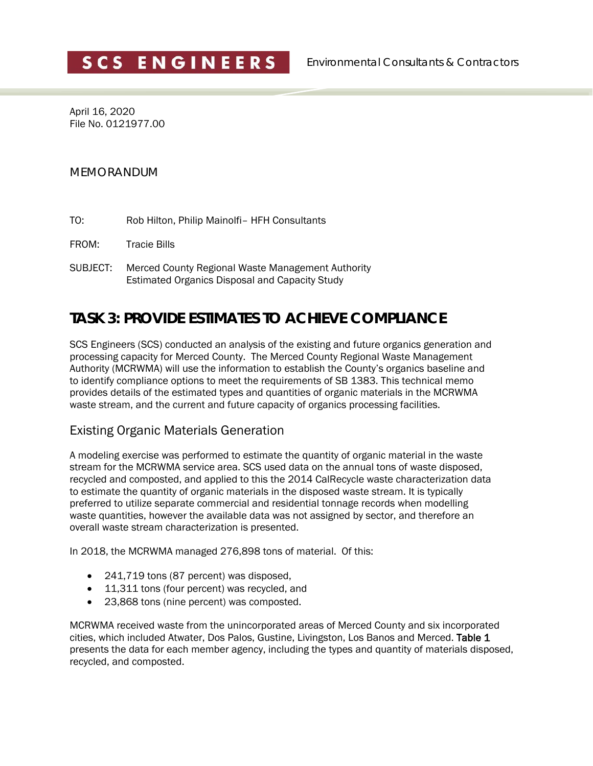**SCS ENGINEERS** Environmental Consultants & Contractors

April 16, 2020
File No. 0121977.00

MEMORANDUM

TO: Rob Hilton, Philip Mainolfi– HFH Consultants

FROM: Tracie Bills

SUBJECT: Merced County Regional Waste Management Authority
Estimated Organics Disposal and Capacity Study

# TASK 3: PROVIDE ESTIMATES TO ACHIEVE COMPLIANCE

SCS Engineers (SCS) conducted an analysis of the existing and future organics generation and processing capacity for Merced County. The Merced County Regional Waste Management Authority (MCRWMA) will use the information to establish the County's organics baseline and to identify compliance options to meet the requirements of SB 1383. This technical memo provides details of the estimated types and quantities of organic materials in the MCRWMA waste stream, and the current and future capacity of organics processing facilities.

## Existing Organic Materials Generation

A modeling exercise was performed to estimate the quantity of organic material in the waste stream for the MCRWMA service area. SCS used data on the annual tons of waste disposed, recycled and composted, and applied to this the 2014 CalRecycle waste characterization data to estimate the quantity of organic materials in the disposed waste stream. It is typically preferred to utilize separate commercial and residential tonnage records when modelling waste quantities, however the available data was not assigned by sector, and therefore an overall waste stream characterization is presented.

In 2018, the MCRWMA managed 276,898 tons of material. Of this:

- 241,719 tons (87 percent) was disposed,
- 11,311 tons (four percent) was recycled, and
- 23,868 tons (nine percent) was composted.

MCRWMA received waste from the unincorporated areas of Merced County and six incorporated cities, which included Atwater, Dos Palos, Gustine, Livingston, Los Banos and Merced. **Table 1** presents the data for each member agency, including the types and quantity of materials disposed, recycled, and composted.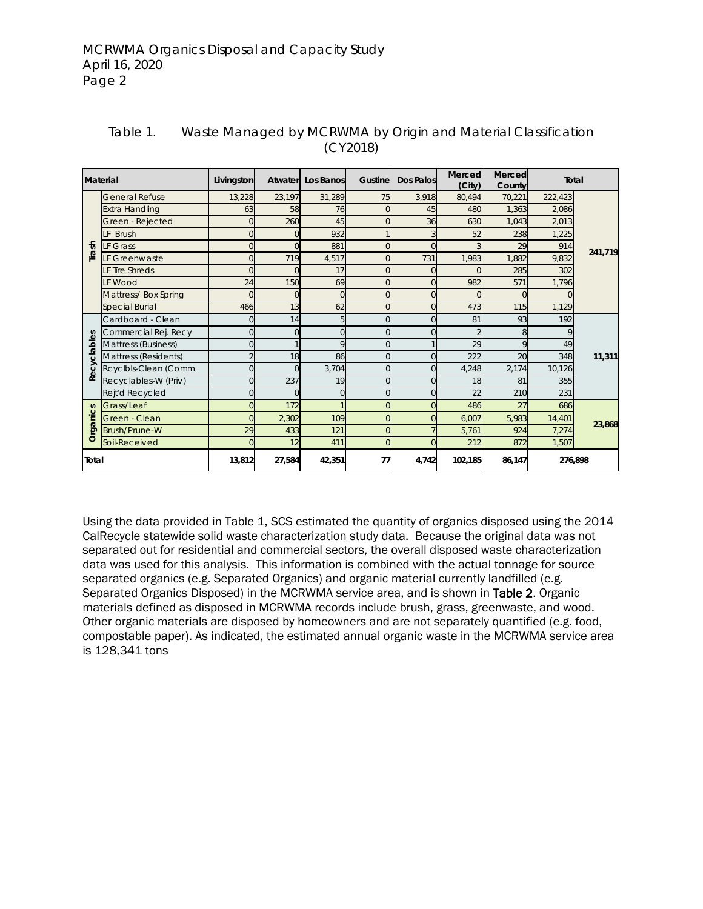Table 1. Waste Managed by MCRWMA by Origin and Material Classification (CY2018)

| Material | | Livingston | Atwater | Los Banos | Gustine | Dos Palos | Merced (City) | Merced County | Total | |
|---|---|---|---|---|---|---|---|---|---|---|
| Trash | General Refuse | 13,228 | 23,197 | 31,289 | 75 | 3,918 | 80,494 | 70,221 | 222,423 | 241,719 |
| | Extra Handling | 63 | 58 | 76 | 0 | 45 | 480 | 1,363 | 2,086 | |
| | Green - Rejected | 0 | 260 | 45 | 0 | 36 | 630 | 1,043 | 2,013 | |
| | LF Brush | 0 | 0 | 932 | 1 | 3 | 52 | 238 | 1,225 | |
| | LF Grass | 0 | 0 | 881 | 0 | 0 | 3 | 29 | 914 | |
| | LF Greenwaste | 0 | 719 | 4,517 | 0 | 731 | 1,983 | 1,882 | 9,832 | |
| | LF Tire Shreds | 0 | 0 | 17 | 0 | 0 | 0 | 285 | 302 | |
| | LF Wood | 24 | 150 | 69 | 0 | 0 | 982 | 571 | 1,796 | |
| | Mattress/ Box Spring | 0 | 0 | 0 | 0 | 0 | 0 | 0 | 0 | |
| | Special Burial | 466 | 13 | 62 | 0 | 0 | 473 | 115 | 1,129 | |
| Recyclables | Cardboard - Clean | 0 | 14 | 5 | 0 | 0 | 81 | 93 | 192 | 11,311 |
| | Commercial Rej. Recy | 0 | 0 | 0 | 0 | 0 | 2 | 8 | 9 | |
| | Mattress (Business) | 0 | 1 | 9 | 0 | 1 | 29 | 9 | 49 | |
| | Mattress (Residents) | 2 | 18 | 86 | 0 | 0 | 222 | 20 | 348 | |
| | Rcyclbls-Clean (Comm | 0 | 0 | 3,704 | 0 | 0 | 4,248 | 2,174 | 10,126 | |
| | Recyclables-W (Priv) | 0 | 237 | 19 | 0 | 0 | 18 | 81 | 355 | |
| | Rejt'd Recycled | 0 | 0 | 0 | 0 | 0 | 22 | 210 | 231 | |
| Organics | Grass/Leaf | 0 | 172 | 1 | 0 | 0 | 486 | 27 | 686 | 23,868 |
| | Green - Clean | 0 | 2,302 | 109 | 0 | 0 | 6,007 | 5,983 | 14,401 | |
| | Brush/Prune-W | 29 | 433 | 121 | 0 | 7 | 5,761 | 924 | 7,274 | |
| | Soil-Received | 0 | 12 | 411 | 0 | 0 | 212 | 872 | 1,507 | |
| **Total** | | **13,812** | **27,584** | **42,351** | **77** | **4,742** | **102,185** | **86,147** | **276,898** | |

Using the data provided in Table 1, SCS estimated the quantity of organics disposed using the 2014 CalRecycle statewide solid waste characterization study data. Because the original data was not separated out for residential and commercial sectors, the overall disposed waste characterization data was used for this analysis. This information is combined with the actual tonnage for source separated organics (e.g. Separated Organics) and organic material currently landfilled (e.g. Separated Organics Disposed) in the MCRWMA service area, and is shown in **Table 2**. Organic materials defined as disposed in MCRWMA records include brush, grass, greenwaste, and wood. Other organic materials are disposed by homeowners and are not separately quantified (e.g. food, compostable paper). As indicated, the estimated annual organic waste in the MCRWMA service area is 128,341 tons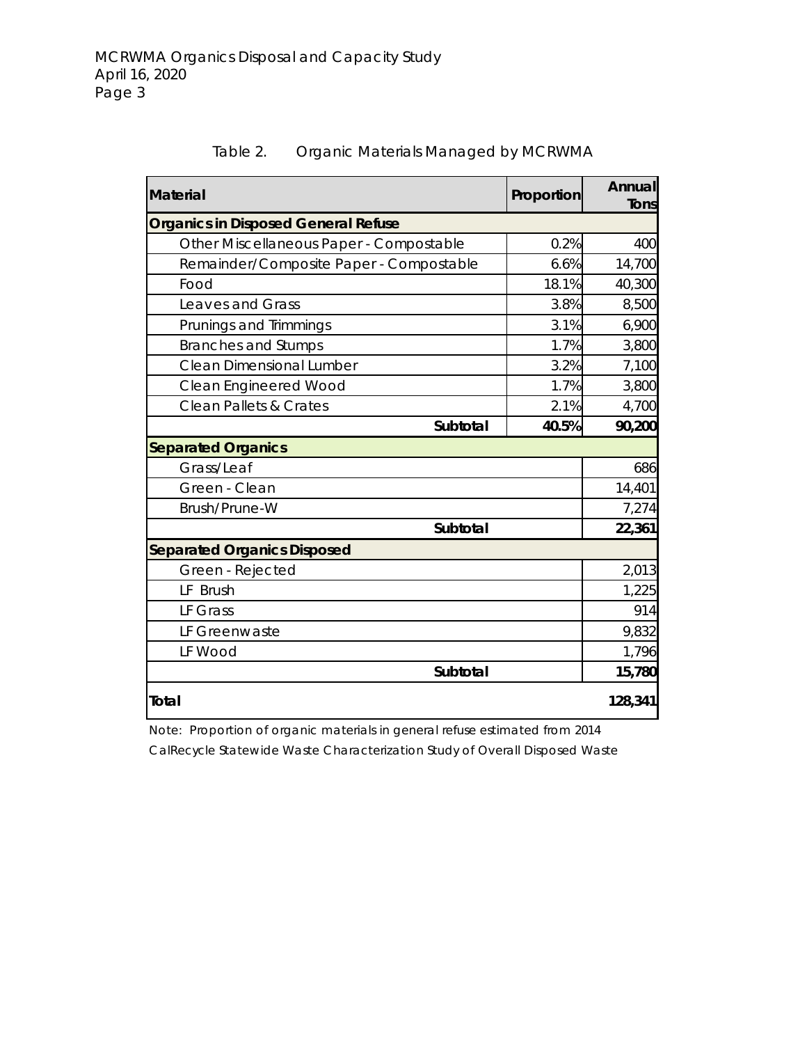Table 2. Organic Materials Managed by MCRWMA

| Material | Proportion | Annual Tons |
|---|---|---|
| **Organics in Disposed General Refuse** | | |
| Other Miscellaneous Paper - Compostable | 0.2% | 400 |
| Remainder/Composite Paper - Compostable | 6.6% | 14,700 |
| Food | 18.1% | 40,300 |
| Leaves and Grass | 3.8% | 8,500 |
| Prunings and Trimmings | 3.1% | 6,900 |
| Branches and Stumps | 1.7% | 3,800 |
| Clean Dimensional Lumber | 3.2% | 7,100 |
| Clean Engineered Wood | 1.7% | 3,800 |
| Clean Pallets & Crates | 2.1% | 4,700 |
| **Subtotal** | **40.5%** | **90,200** |
| **Separated Organics** | | |
| Grass/Leaf | | 686 |
| Green - Clean | | 14,401 |
| Brush/Prune-W | | 7,274 |
| **Subtotal** | | **22,361** |
| **Separated Organics Disposed** | | |
| Green - Rejected | | 2,013 |
| LF Brush | | 1,225 |
| LF Grass | | 914 |
| LF Greenwaste | | 9,832 |
| LF Wood | | 1,796 |
| **Subtotal** | | **15,780** |
| **Total** | | **128,341** |

Note: Proportion of organic materials in general refuse estimated from 2014 CalRecycle Statewide Waste Characterization Study of Overall Disposed Waste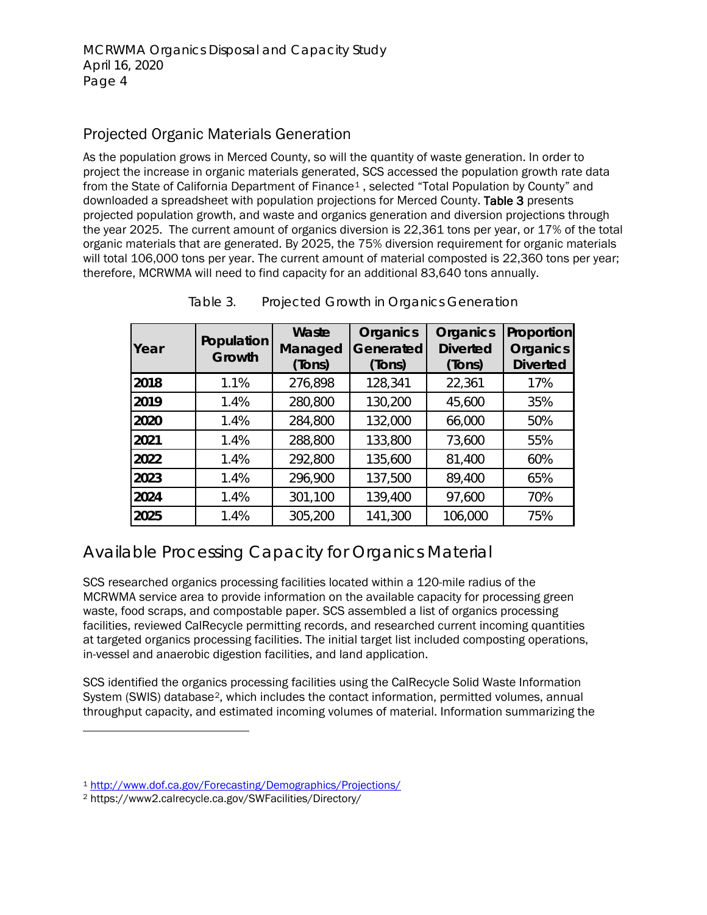## Projected Organic Materials Generation

As the population grows in Merced County, so will the quantity of waste generation. In order to project the increase in organic materials generated, SCS accessed the population growth rate data from the State of California Department of Finance[1] , selected "Total Population by County" and downloaded a spreadsheet with population projections for Merced County. **Table 3** presents projected population growth, and waste and organics generation and diversion projections through the year 2025. The current amount of organics diversion is 22,361 tons per year, or 17% of the total organic materials that are generated. By 2025, the 75% diversion requirement for organic materials will total 106,000 tons per year. The current amount of material composted is 22,360 tons per year; therefore, MCRWMA will need to find capacity for an additional 83,640 tons annually.

Table 3. Projected Growth in Organics Generation

| Year | Population Growth | Waste Managed (Tons) | Organics Generated (Tons) | Organics Diverted (Tons) | Proportion Organics Diverted |
|---|---|---|---|---|---|
| **2018** | 1.1% | 276,898 | 128,341 | 22,361 | 17% |
| **2019** | 1.4% | 280,800 | 130,200 | 45,600 | 35% |
| **2020** | 1.4% | 284,800 | 132,000 | 66,000 | 50% |
| **2021** | 1.4% | 288,800 | 133,800 | 73,600 | 55% |
| **2022** | 1.4% | 292,800 | 135,600 | 81,400 | 60% |
| **2023** | 1.4% | 296,900 | 137,500 | 89,400 | 65% |
| **2024** | 1.4% | 301,100 | 139,400 | 97,600 | 70% |
| **2025** | 1.4% | 305,200 | 141,300 | 106,000 | 75% |

## Available Processing Capacity for Organics Material

SCS researched organics processing facilities located within a 120-mile radius of the MCRWMA service area to provide information on the available capacity for processing green waste, food scraps, and compostable paper. SCS assembled a list of organics processing facilities, reviewed CalRecycle permitting records, and researched current incoming quantities at targeted organics processing facilities. The initial target list included composting operations, in-vessel and anaerobic digestion facilities, and land application.

SCS identified the organics processing facilities using the CalRecycle Solid Waste Information System (SWIS) database[2], which includes the contact information, permitted volumes, annual throughput capacity, and estimated incoming volumes of material. Information summarizing the

[1] http://www.dof.ca.gov/Forecasting/Demographics/Projections/

[2] https://www2.calrecycle.ca.gov/SWFacilities/Directory/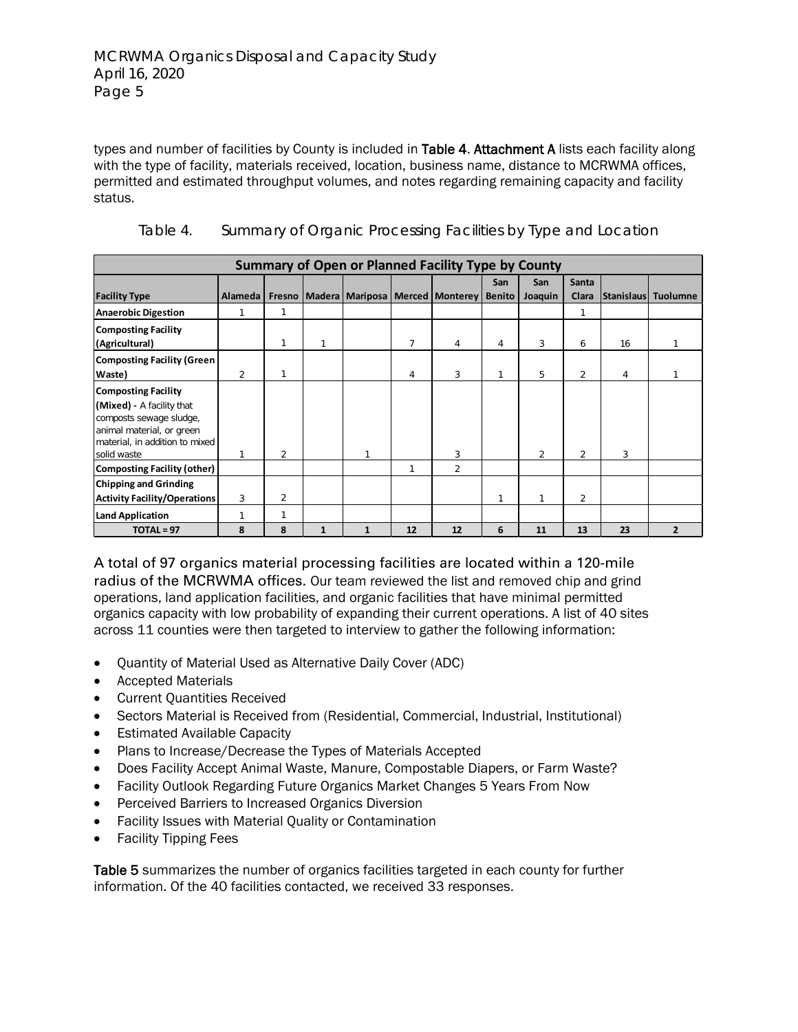types and number of facilities by County is included in **Table 4**. **Attachment A** lists each facility along with the type of facility, materials received, location, business name, distance to MCRWMA offices, permitted and estimated throughput volumes, and notes regarding remaining capacity and facility status.

Table 4. Summary of Organic Processing Facilities by Type and Location

| **Summary of Open or Planned Facility Type by County** | | | | | | | | | | | |
|---|---|---|---|---|---|---|---|---|---|---|---|
| **Facility Type** | **Alameda** | **Fresno** | **Madera** | **Mariposa** | **Merced** | **Monterey** | **San Benito** | **San Joaquin** | **Santa Clara** | **Stanislaus** | **Tuolumne** |
| **Anaerobic Digestion** | 1 | 1 | | | | | | | 1 | | |
| **Composting Facility (Agricultural)** | | 1 | 1 | | 7 | 4 | 4 | 3 | 6 | 16 | 1 |
| **Composting Facility (Green Waste)** | 2 | 1 | | | 4 | 3 | 1 | 5 | 2 | 4 | 1 |
| **Composting Facility (Mixed)** - A facility that composts sewage sludge, animal material, or green material, in addition to mixed solid waste | 1 | 2 | | 1 | | 3 | | 2 | 2 | 3 | |
| **Composting Facility (other)** | | | | | 1 | 2 | | | | | |
| **Chipping and Grinding Activity Facility/Operations** | 3 | 2 | | | | | 1 | 1 | 2 | | |
| **Land Application** | 1 | 1 | | | | | | | | | |
| **TOTAL = 97** | **8** | **8** | **1** | **1** | **12** | **12** | **6** | **11** | **13** | **23** | **2** |

A total of 97 organics material processing facilities are located within a 120-mile radius of the MCRWMA offices. Our team reviewed the list and removed chip and grind operations, land application facilities, and organic facilities that have minimal permitted organics capacity with low probability of expanding their current operations. A list of 40 sites across 11 counties were then targeted to interview to gather the following information:

- Quantity of Material Used as Alternative Daily Cover (ADC)
- Accepted Materials
- Current Quantities Received
- Sectors Material is Received from (Residential, Commercial, Industrial, Institutional)
- Estimated Available Capacity
- Plans to Increase/Decrease the Types of Materials Accepted
- Does Facility Accept Animal Waste, Manure, Compostable Diapers, or Farm Waste?
- Facility Outlook Regarding Future Organics Market Changes 5 Years From Now
- Perceived Barriers to Increased Organics Diversion
- Facility Issues with Material Quality or Contamination
- Facility Tipping Fees

**Table 5** summarizes the number of organics facilities targeted in each county for further information. Of the 40 facilities contacted, we received 33 responses.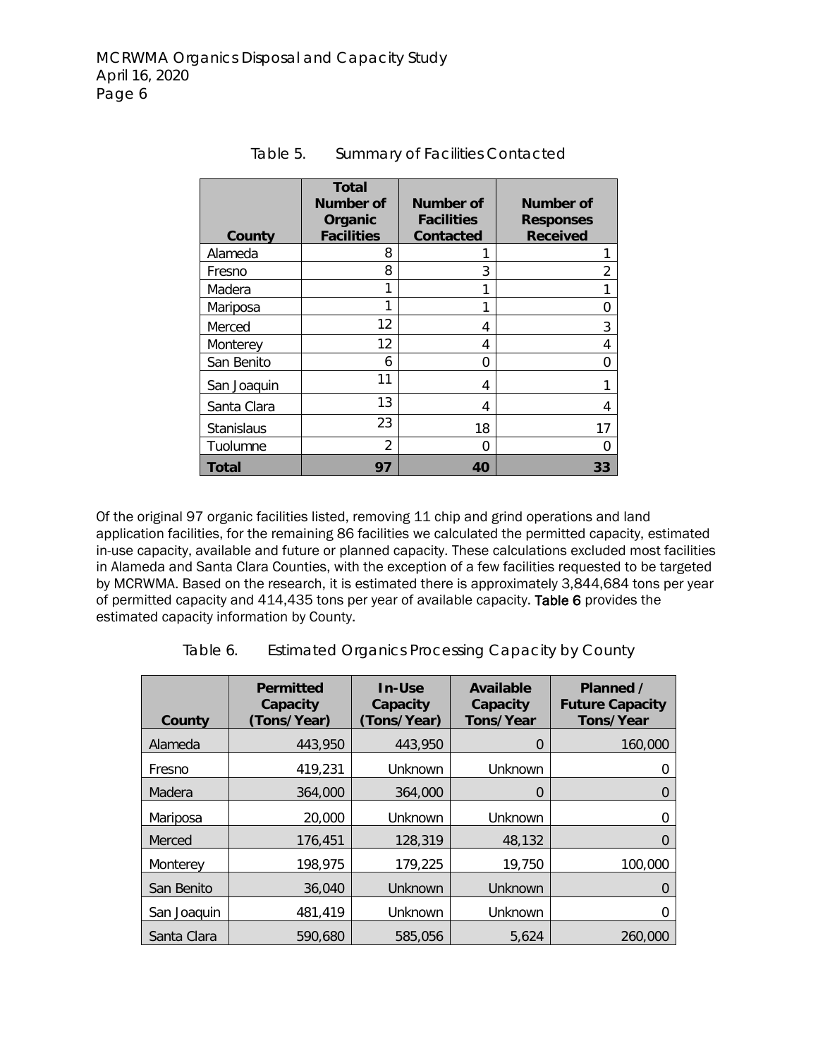Table 5. Summary of Facilities Contacted

| County | Total Number of Organic Facilities | Number of Facilities Contacted | Number of Responses Received |
|---|---|---|---|
| Alameda | 8 | 1 | 1 |
| Fresno | 8 | 3 | 2 |
| Madera | 1 | 1 | 1 |
| Mariposa | 1 | 1 | 0 |
| Merced | 12 | 4 | 3 |
| Monterey | 12 | 4 | 4 |
| San Benito | 6 | 0 | 0 |
| San Joaquin | 11 | 4 | 1 |
| Santa Clara | 13 | 4 | 4 |
| Stanislaus | 23 | 18 | 17 |
| Tuolumne | 2 | 0 | 0 |
| **Total** | **97** | **40** | **33** |

Of the original 97 organic facilities listed, removing 11 chip and grind operations and land application facilities, for the remaining 86 facilities we calculated the permitted capacity, estimated in-use capacity, available and future or planned capacity. These calculations excluded most facilities in Alameda and Santa Clara Counties, with the exception of a few facilities requested to be targeted by MCRWMA. Based on the research, it is estimated there is approximately 3,844,684 tons per year of permitted capacity and 414,435 tons per year of available capacity. **Table 6** provides the estimated capacity information by County.

Table 6. Estimated Organics Processing Capacity by County

| County | Permitted Capacity (Tons/Year) | In-Use Capacity (Tons/Year) | Available Capacity Tons/Year | Planned / Future Capacity Tons/Year |
|---|---|---|---|---|
| Alameda | 443,950 | 443,950 | 0 | 160,000 |
| Fresno | 419,231 | Unknown | Unknown | 0 |
| Madera | 364,000 | 364,000 | 0 | 0 |
| Mariposa | 20,000 | Unknown | Unknown | 0 |
| Merced | 176,451 | 128,319 | 48,132 | 0 |
| Monterey | 198,975 | 179,225 | 19,750 | 100,000 |
| San Benito | 36,040 | Unknown | Unknown | 0 |
| San Joaquin | 481,419 | Unknown | Unknown | 0 |
| Santa Clara | 590,680 | 585,056 | 5,624 | 260,000 |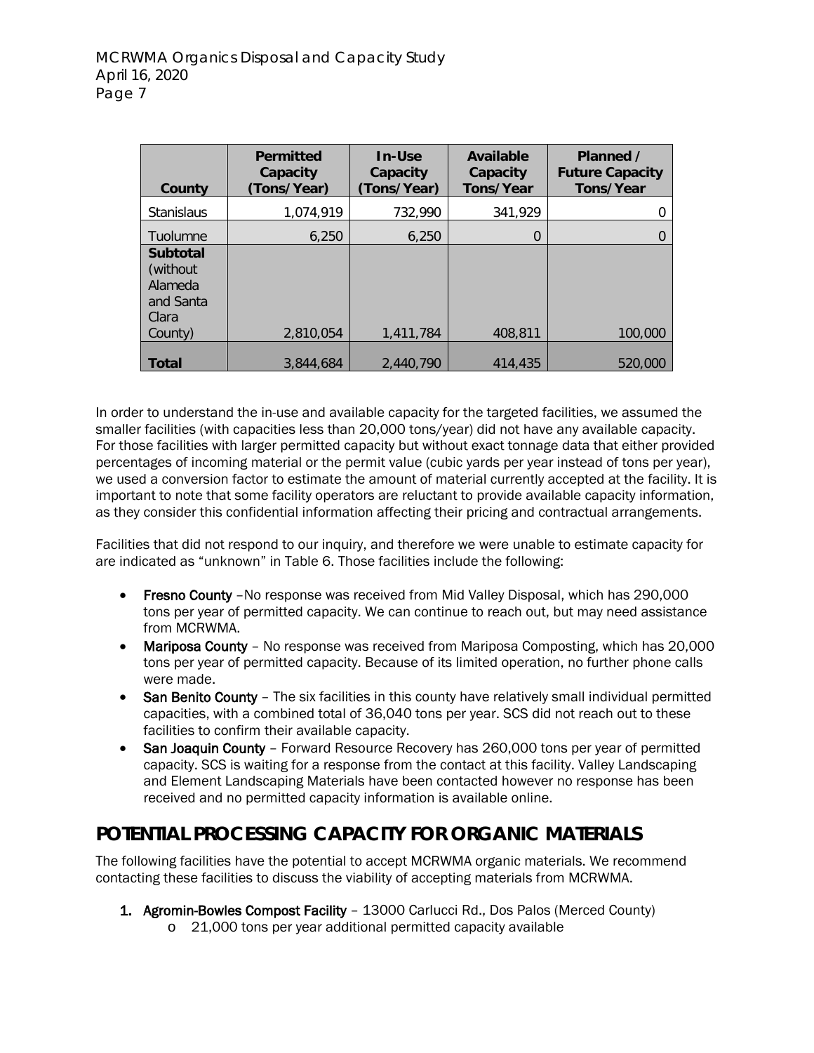| County | Permitted Capacity (Tons/Year) | In-Use Capacity (Tons/Year) | Available Capacity Tons/Year | Planned / Future Capacity Tons/Year |
|---|---|---|---|---|
| Stanislaus | 1,074,919 | 732,990 | 341,929 | 0 |
| Tuolumne | 6,250 | 6,250 | 0 | 0 |
| **Subtotal** (without Alameda and Santa Clara County) | 2,810,054 | 1,411,784 | 408,811 | 100,000 |
| **Total** | 3,844,684 | 2,440,790 | 414,435 | 520,000 |

In order to understand the in-use and available capacity for the targeted facilities, we assumed the smaller facilities (with capacities less than 20,000 tons/year) did not have any available capacity. For those facilities with larger permitted capacity but without exact tonnage data that either provided percentages of incoming material or the permit value (cubic yards per year instead of tons per year), we used a conversion factor to estimate the amount of material currently accepted at the facility. It is important to note that some facility operators are reluctant to provide available capacity information, as they consider this confidential information affecting their pricing and contractual arrangements.

Facilities that did not respond to our inquiry, and therefore we were unable to estimate capacity for are indicated as "unknown" in Table 6. Those facilities include the following:

- **Fresno County** –No response was received from Mid Valley Disposal, which has 290,000 tons per year of permitted capacity. We can continue to reach out, but may need assistance from MCRWMA.
- **Mariposa County** – No response was received from Mariposa Composting, which has 20,000 tons per year of permitted capacity. Because of its limited operation, no further phone calls were made.
- **San Benito County** – The six facilities in this county have relatively small individual permitted capacities, with a combined total of 36,040 tons per year. SCS did not reach out to these facilities to confirm their available capacity.
- **San Joaquin County** – Forward Resource Recovery has 260,000 tons per year of permitted capacity. SCS is waiting for a response from the contact at this facility. Valley Landscaping and Element Landscaping Materials have been contacted however no response has been received and no permitted capacity information is available online.

## POTENTIAL PROCESSING CAPACITY FOR ORGANIC MATERIALS

The following facilities have the potential to accept MCRWMA organic materials. We recommend contacting these facilities to discuss the viability of accepting materials from MCRWMA.

1. **Agromin-Bowles Compost Facility** – 13000 Carlucci Rd., Dos Palos (Merced County)
   - 21,000 tons per year additional permitted capacity available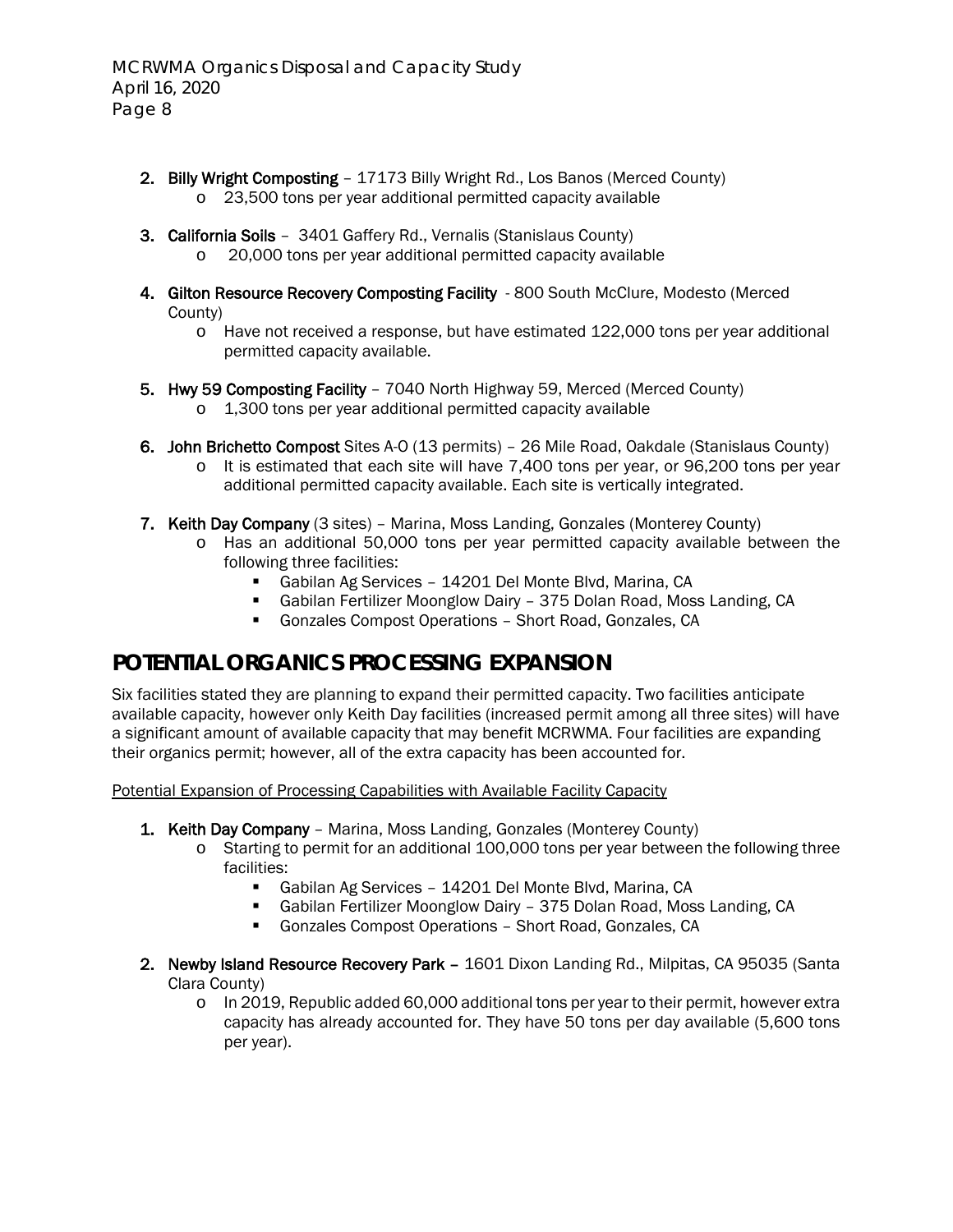2. **Billy Wright Composting** – 17173 Billy Wright Rd., Los Banos (Merced County)
    - 23,500 tons per year additional permitted capacity available

3. **California Soils** – 3401 Gaffery Rd., Vernalis (Stanislaus County)
    - 20,000 tons per year additional permitted capacity available

4. **Gilton Resource Recovery Composting Facility** - 800 South McClure, Modesto (Merced County)
    - Have not received a response, but have estimated 122,000 tons per year additional permitted capacity available.

5. **Hwy 59 Composting Facility** – 7040 North Highway 59, Merced (Merced County)
    - 1,300 tons per year additional permitted capacity available

6. **John Brichetto Compost** Sites A-O (13 permits) – 26 Mile Road, Oakdale (Stanislaus County)
    - It is estimated that each site will have 7,400 tons per year, or 96,200 tons per year additional permitted capacity available. Each site is vertically integrated.

7. **Keith Day Company** (3 sites) – Marina, Moss Landing, Gonzales (Monterey County)
    - Has an additional 50,000 tons per year permitted capacity available between the following three facilities:
        - Gabilan Ag Services – 14201 Del Monte Blvd, Marina, CA
        - Gabilan Fertilizer Moonglow Dairy – 375 Dolan Road, Moss Landing, CA
        - Gonzales Compost Operations – Short Road, Gonzales, CA

## POTENTIAL ORGANICS PROCESSING EXPANSION

Six facilities stated they are planning to expand their permitted capacity. Two facilities anticipate available capacity, however only Keith Day facilities (increased permit among all three sites) will have a significant amount of available capacity that may benefit MCRWMA. Four facilities are expanding their organics permit; however, all of the extra capacity has been accounted for.

Potential Expansion of Processing Capabilities with Available Facility Capacity

1. **Keith Day Company** – Marina, Moss Landing, Gonzales (Monterey County)
    - Starting to permit for an additional 100,000 tons per year between the following three facilities:
        - Gabilan Ag Services – 14201 Del Monte Blvd, Marina, CA
        - Gabilan Fertilizer Moonglow Dairy – 375 Dolan Road, Moss Landing, CA
        - Gonzales Compost Operations – Short Road, Gonzales, CA

2. **Newby Island Resource Recovery Park** – 1601 Dixon Landing Rd., Milpitas, CA 95035 (Santa Clara County)
    - In 2019, Republic added 60,000 additional tons per year to their permit, however extra capacity has already accounted for. They have 50 tons per day available (5,600 tons per year).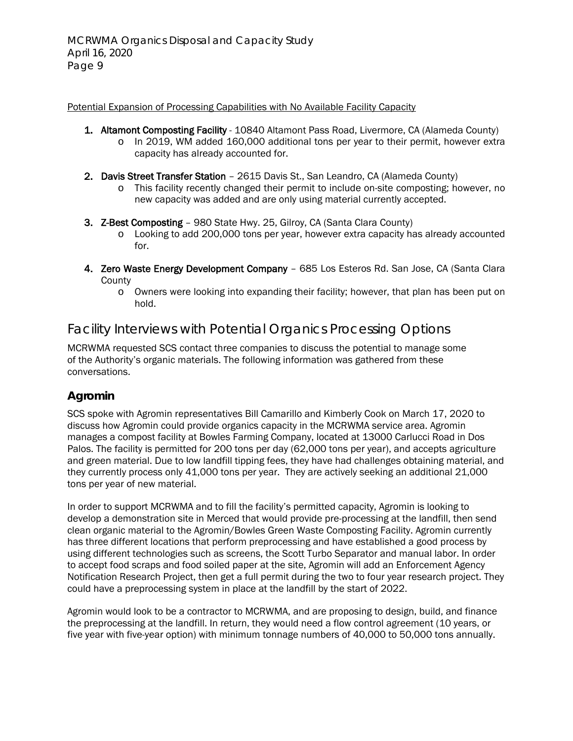<u>Potential Expansion of Processing Capabilities with No Available Facility Capacity</u>

1. **Altamont Composting Facility** - 10840 Altamont Pass Road, Livermore, CA (Alameda County)
   - In 2019, WM added 160,000 additional tons per year to their permit, however extra capacity has already accounted for.
2. **Davis Street Transfer Station** – 2615 Davis St., San Leandro, CA (Alameda County)
   - This facility recently changed their permit to include on-site composting; however, no new capacity was added and are only using material currently accepted.
3. **Z-Best Composting** – 980 State Hwy. 25, Gilroy, CA (Santa Clara County)
   - Looking to add 200,000 tons per year, however extra capacity has already accounted for.
4. **Zero Waste Energy Development Company** – 685 Los Esteros Rd. San Jose, CA (Santa Clara County
   - Owners were looking into expanding their facility; however, that plan has been put on hold.

# Facility Interviews with Potential Organics Processing Options

MCRWMA requested SCS contact three companies to discuss the potential to manage some of the Authority's organic materials. The following information was gathered from these conversations.

## Agromin

SCS spoke with Agromin representatives Bill Camarillo and Kimberly Cook on March 17, 2020 to discuss how Agromin could provide organics capacity in the MCRWMA service area. Agromin manages a compost facility at Bowles Farming Company, located at 13000 Carlucci Road in Dos Palos. The facility is permitted for 200 tons per day (62,000 tons per year), and accepts agriculture and green material. Due to low landfill tipping fees, they have had challenges obtaining material, and they currently process only 41,000 tons per year. They are actively seeking an additional 21,000 tons per year of new material.

In order to support MCRWMA and to fill the facility's permitted capacity, Agromin is looking to develop a demonstration site in Merced that would provide pre-processing at the landfill, then send clean organic material to the Agromin/Bowles Green Waste Composting Facility. Agromin currently has three different locations that perform preprocessing and have established a good process by using different technologies such as screens, the Scott Turbo Separator and manual labor. In order to accept food scraps and food soiled paper at the site, Agromin will add an Enforcement Agency Notification Research Project, then get a full permit during the two to four year research project. They could have a preprocessing system in place at the landfill by the start of 2022.

Agromin would look to be a contractor to MCRWMA, and are proposing to design, build, and finance the preprocessing at the landfill. In return, they would need a flow control agreement (10 years, or five year with five-year option) with minimum tonnage numbers of 40,000 to 50,000 tons annually.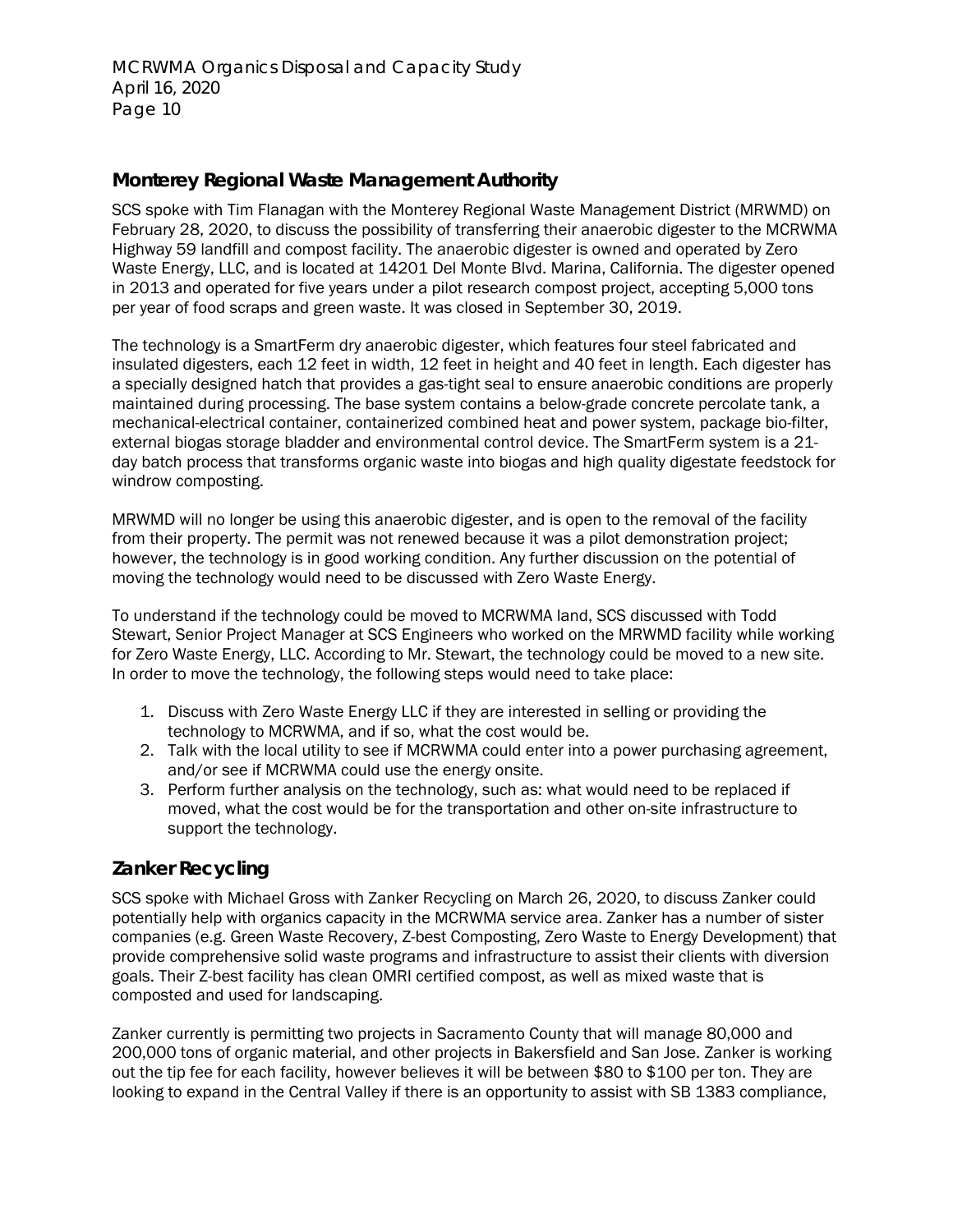## Monterey Regional Waste Management Authority

SCS spoke with Tim Flanagan with the Monterey Regional Waste Management District (MRWMD) on February 28, 2020, to discuss the possibility of transferring their anaerobic digester to the MCRWMA Highway 59 landfill and compost facility. The anaerobic digester is owned and operated by Zero Waste Energy, LLC, and is located at 14201 Del Monte Blvd. Marina, California. The digester opened in 2013 and operated for five years under a pilot research compost project, accepting 5,000 tons per year of food scraps and green waste. It was closed in September 30, 2019.

The technology is a SmartFerm dry anaerobic digester, which features four steel fabricated and insulated digesters, each 12 feet in width, 12 feet in height and 40 feet in length. Each digester has a specially designed hatch that provides a gas-tight seal to ensure anaerobic conditions are properly maintained during processing. The base system contains a below-grade concrete percolate tank, a mechanical-electrical container, containerized combined heat and power system, package bio-filter, external biogas storage bladder and environmental control device. The SmartFerm system is a 21-day batch process that transforms organic waste into biogas and high quality digestate feedstock for windrow composting.

MRWMD will no longer be using this anaerobic digester, and is open to the removal of the facility from their property. The permit was not renewed because it was a pilot demonstration project; however, the technology is in good working condition. Any further discussion on the potential of moving the technology would need to be discussed with Zero Waste Energy.

To understand if the technology could be moved to MCRWMA land, SCS discussed with Todd Stewart, Senior Project Manager at SCS Engineers who worked on the MRWMD facility while working for Zero Waste Energy, LLC. According to Mr. Stewart, the technology could be moved to a new site. In order to move the technology, the following steps would need to take place:

1. Discuss with Zero Waste Energy LLC if they are interested in selling or providing the technology to MCRWMA, and if so, what the cost would be.
2. Talk with the local utility to see if MCRWMA could enter into a power purchasing agreement, and/or see if MCRWMA could use the energy onsite.
3. Perform further analysis on the technology, such as: what would need to be replaced if moved, what the cost would be for the transportation and other on-site infrastructure to support the technology.

## Zanker Recycling

SCS spoke with Michael Gross with Zanker Recycling on March 26, 2020, to discuss Zanker could potentially help with organics capacity in the MCRWMA service area. Zanker has a number of sister companies (e.g. Green Waste Recovery, Z-best Composting, Zero Waste to Energy Development) that provide comprehensive solid waste programs and infrastructure to assist their clients with diversion goals. Their Z-best facility has clean OMRI certified compost, as well as mixed waste that is composted and used for landscaping.

Zanker currently is permitting two projects in Sacramento County that will manage 80,000 and 200,000 tons of organic material, and other projects in Bakersfield and San Jose. Zanker is working out the tip fee for each facility, however believes it will be between $80 to $100 per ton. They are looking to expand in the Central Valley if there is an opportunity to assist with SB 1383 compliance,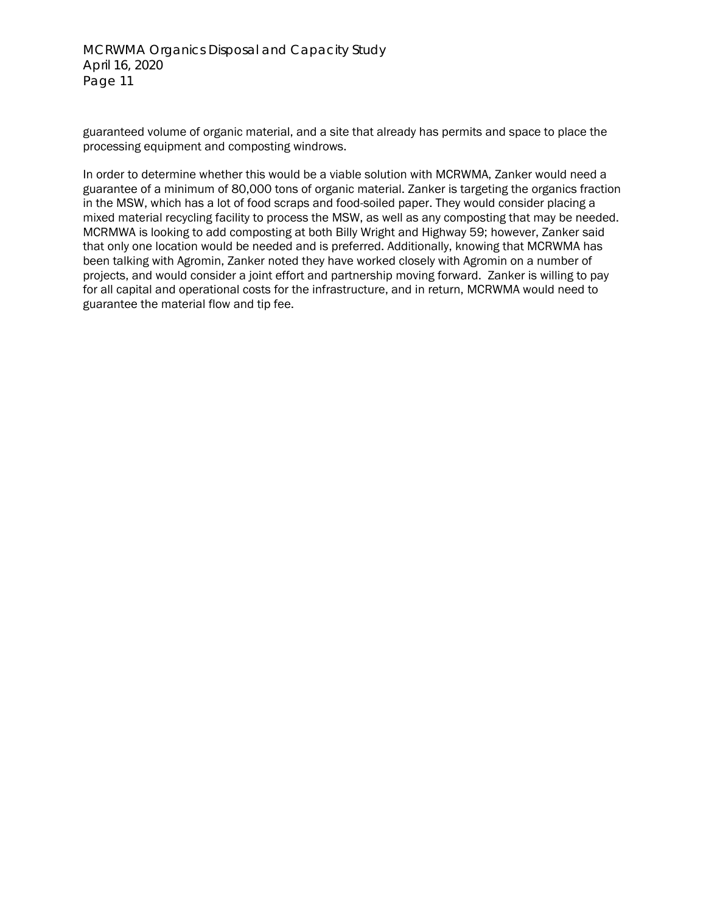guaranteed volume of organic material, and a site that already has permits and space to place the processing equipment and composting windrows.

In order to determine whether this would be a viable solution with MCRWMA, Zanker would need a guarantee of a minimum of 80,000 tons of organic material. Zanker is targeting the organics fraction in the MSW, which has a lot of food scraps and food-soiled paper. They would consider placing a mixed material recycling facility to process the MSW, as well as any composting that may be needed. MCRMWA is looking to add composting at both Billy Wright and Highway 59; however, Zanker said that only one location would be needed and is preferred. Additionally, knowing that MCRWMA has been talking with Agromin, Zanker noted they have worked closely with Agromin on a number of projects, and would consider a joint effort and partnership moving forward.  Zanker is willing to pay for all capital and operational costs for the infrastructure, and in return, MCRWMA would need to guarantee the material flow and tip fee.